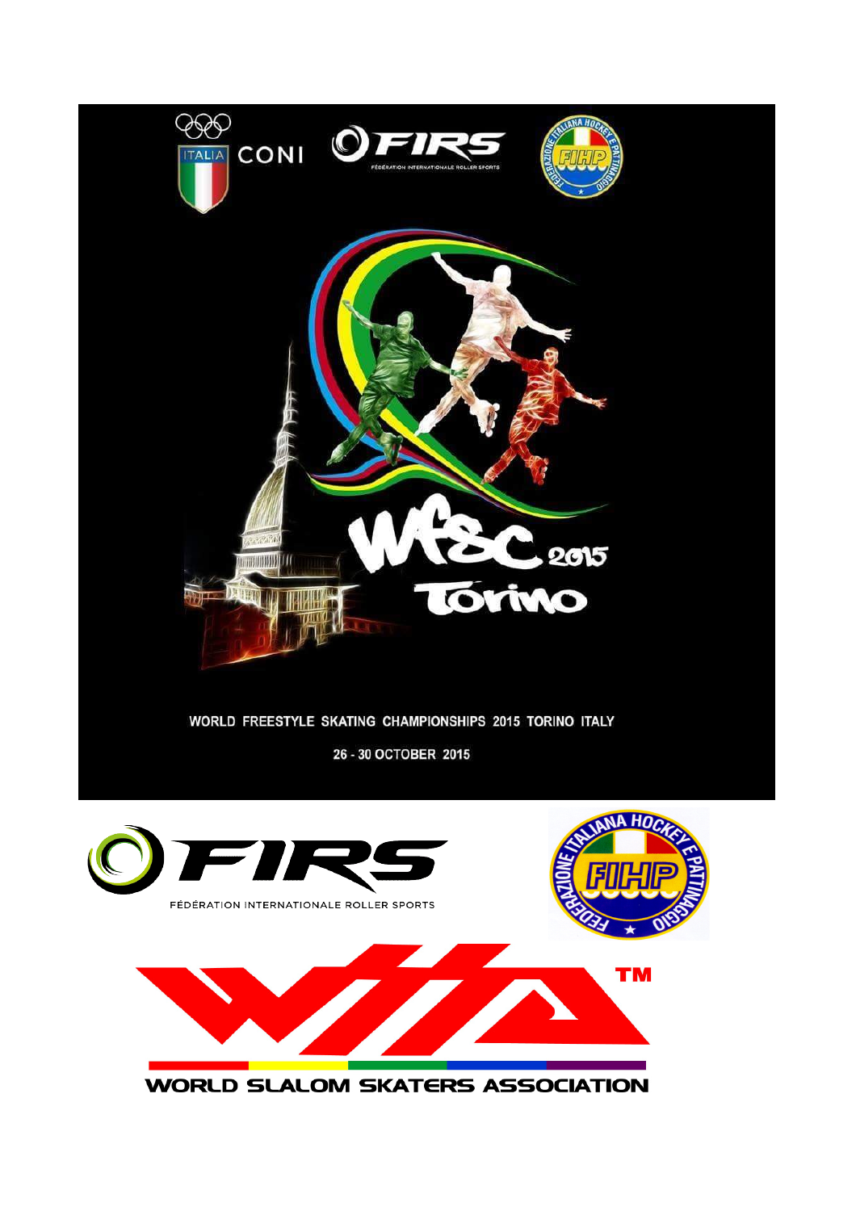ITALIA CONI

FIRS FÉDÉRATION INTERNATIONALE ROLLER SPORTS

FEDERAZIONE ITALIANA HOCKEY E PATTINAGGIO FIHP

WFSC 2015 Torino

WORLD FREESTYLE SKATING CHAMPIONSHIPS 2015 TORINO ITALY

26 - 30 OCTOBER 2015

FIRS FÉDÉRATION INTERNATIONALE ROLLER SPORTS

FEDERAZIONE ITALIANA HOCKEY E PATTINAGGIO FIHP

WSSA™

WORLD SLALOM SKATERS ASSOCIATION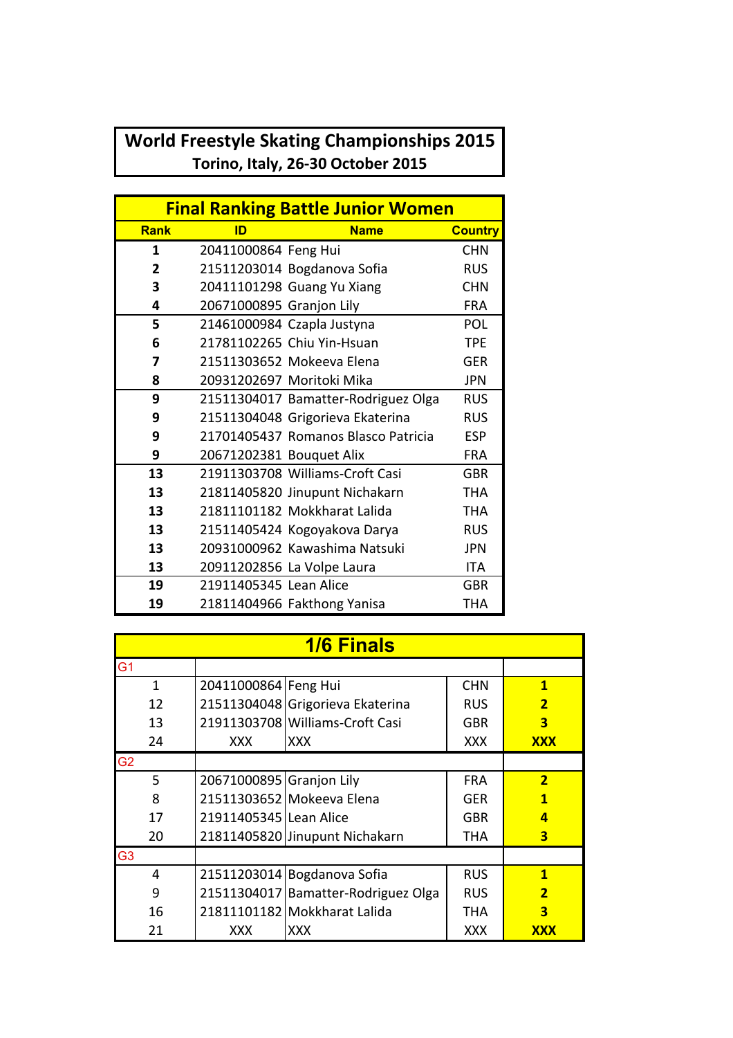# World Freestyle Skating Championships 2015

**Torino, Italy, 26-30 October 2015**

## Final Ranking Battle Junior Women

| Rank | ID | Name | Country |
|---|---|---|---|
| **1** | 20411000864 | Feng Hui | CHN |
| **2** | 21511203014 | Bogdanova Sofia | RUS |
| **3** | 20411101298 | Guang Yu Xiang | CHN |
| **4** | 20671000895 | Granjon Lily | FRA |
| **5** | 21461000984 | Czapla Justyna | POL |
| **6** | 21781102265 | Chiu Yin-Hsuan | TPE |
| **7** | 21511303652 | Mokeeva Elena | GER |
| **8** | 20931202697 | Moritoki Mika | JPN |
| **9** | 21511304017 | Bamatter-Rodriguez Olga | RUS |
| **9** | 21511304048 | Grigorieva Ekaterina | RUS |
| **9** | 21701405437 | Romanos Blasco Patricia | ESP |
| **9** | 20671202381 | Bouquet Alix | FRA |
| **13** | 21911303708 | Williams-Croft Casi | GBR |
| **13** | 21811405820 | Jinupunt Nichakarn | THA |
| **13** | 21811101182 | Mokkharat Lalida | THA |
| **13** | 21511405424 | Kogoyakova Darya | RUS |
| **13** | 20931000962 | Kawashima Natsuki | JPN |
| **13** | 20911202856 | La Volpe Laura | ITA |
| **19** | 21911405345 | Lean Alice | GBR |
| **19** | 21811404966 | Fakthong Yanisa | THA |

## 1/6 Finals

| | | | | |
|---|---|---|---|---|
| G1 | | | | |
| 1 | 20411000864 | Feng Hui | CHN | **1** |
| 12 | 21511304048 | Grigorieva Ekaterina | RUS | **2** |
| 13 | 21911303708 | Williams-Croft Casi | GBR | **3** |
| 24 | XXX | XXX | XXX | **XXX** |
| G2 | | | | |
| 5 | 20671000895 | Granjon Lily | FRA | **2** |
| 8 | 21511303652 | Mokeeva Elena | GER | **1** |
| 17 | 21911405345 | Lean Alice | GBR | **4** |
| 20 | 21811405820 | Jinupunt Nichakarn | THA | **3** |
| G3 | | | | |
| 4 | 21511203014 | Bogdanova Sofia | RUS | **1** |
| 9 | 21511304017 | Bamatter-Rodriguez Olga | RUS | **2** |
| 16 | 21811101182 | Mokkharat Lalida | THA | **3** |
| 21 | XXX | XXX | XXX | **XXX** |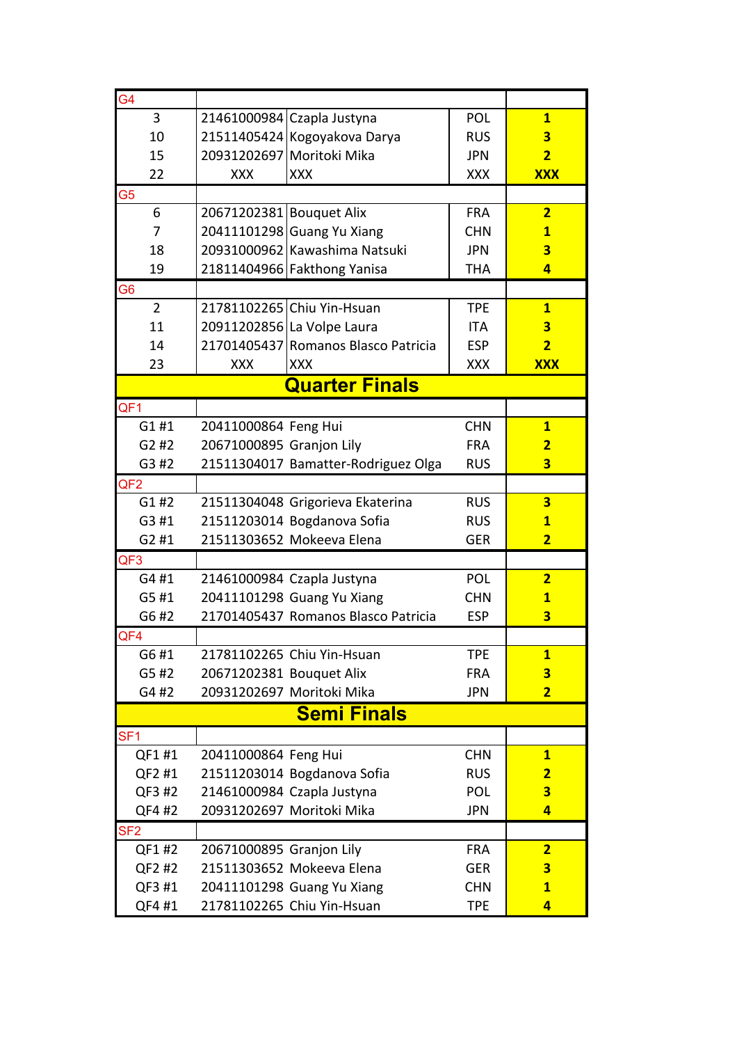| G4 | | | | |
|---|---|---|---|---|
| 3 | 21461000984 | Czapla Justyna | POL | **1** |
| 10 | 21511405424 | Kogoyakova Darya | RUS | **3** |
| 15 | 20931202697 | Moritoki Mika | JPN | **2** |
| 22 | XXX | XXX | XXX | **XXX** |
| **G5** | | | | |
| 6 | 20671202381 | Bouquet Alix | FRA | **2** |
| 7 | 20411101298 | Guang Yu Xiang | CHN | **1** |
| 18 | 20931000962 | Kawashima Natsuki | JPN | **3** |
| 19 | 21811404966 | Fakthong Yanisa | THA | **4** |
| **G6** | | | | |
| 2 | 21781102265 | Chiu Yin-Hsuan | TPE | **1** |
| 11 | 20911202856 | La Volpe Laura | ITA | **3** |
| 14 | 21701405437 | Romanos Blasco Patricia | ESP | **2** |
| 23 | XXX | XXX | XXX | **XXX** |
| **Quarter Finals** | | | | |
| **QF1** | | | | |
| G1 #1 | 20411000864 | Feng Hui | CHN | **1** |
| G2 #2 | 20671000895 | Granjon Lily | FRA | **2** |
| G3 #2 | 21511304017 | Bamatter-Rodriguez Olga | RUS | **3** |
| **QF2** | | | | |
| G1 #2 | 21511304048 | Grigorieva Ekaterina | RUS | **3** |
| G3 #1 | 21511203014 | Bogdanova Sofia | RUS | **1** |
| G2 #1 | 21511303652 | Mokeeva Elena | GER | **2** |
| **QF3** | | | | |
| G4 #1 | 21461000984 | Czapla Justyna | POL | **2** |
| G5 #1 | 20411101298 | Guang Yu Xiang | CHN | **1** |
| G6 #2 | 21701405437 | Romanos Blasco Patricia | ESP | **3** |
| **QF4** | | | | |
| G6 #1 | 21781102265 | Chiu Yin-Hsuan | TPE | **1** |
| G5 #2 | 20671202381 | Bouquet Alix | FRA | **3** |
| G4 #2 | 20931202697 | Moritoki Mika | JPN | **2** |
| **Semi Finals** | | | | |
| **SF1** | | | | |
| QF1 #1 | 20411000864 | Feng Hui | CHN | **1** |
| QF2 #1 | 21511203014 | Bogdanova Sofia | RUS | **2** |
| QF3 #2 | 21461000984 | Czapla Justyna | POL | **3** |
| QF4 #2 | 20931202697 | Moritoki Mika | JPN | **4** |
| **SF2** | | | | |
| QF1 #2 | 20671000895 | Granjon Lily | FRA | **2** |
| QF2 #2 | 21511303652 | Mokeeva Elena | GER | **3** |
| QF3 #1 | 20411101298 | Guang Yu Xiang | CHN | **1** |
| QF4 #1 | 21781102265 | Chiu Yin-Hsuan | TPE | **4** |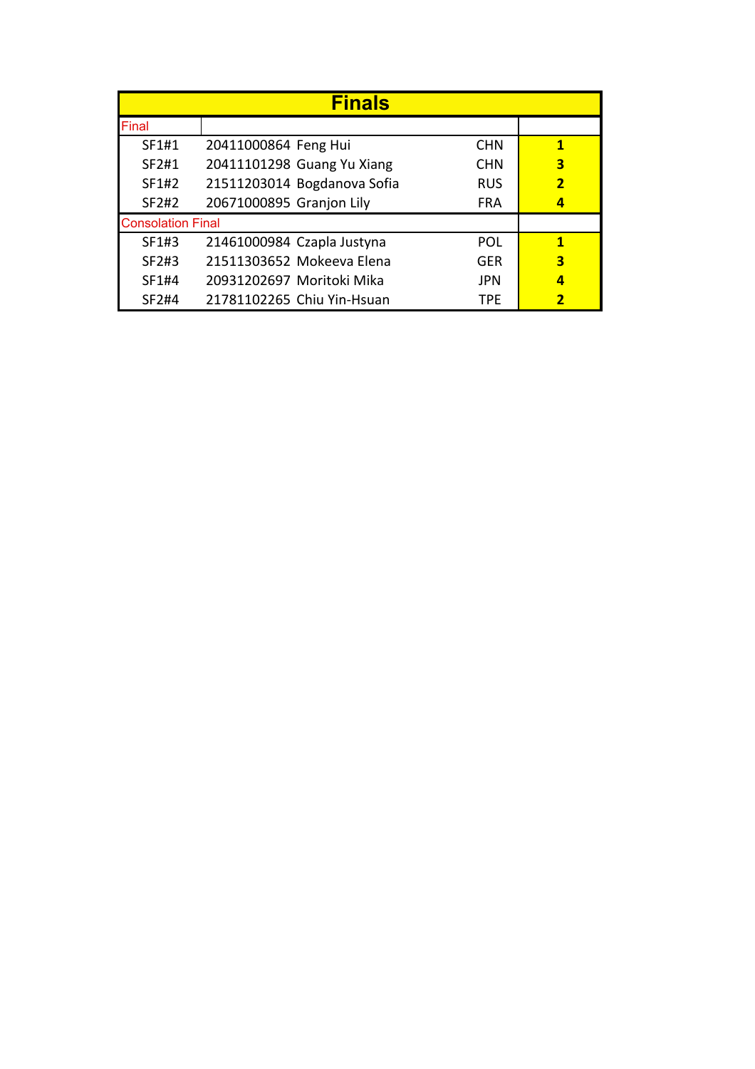# Finals

| | | | |
|---|---|---|---|
| Final | | | |
| SF1#1 | 20411000864 Feng Hui | CHN | **1** |
| SF2#1 | 20411101298 Guang Yu Xiang | CHN | **3** |
| SF1#2 | 21511203014 Bogdanova Sofia | RUS | **2** |
| SF2#2 | 20671000895 Granjon Lily | FRA | **4** |
| Consolation Final | | | |
| SF1#3 | 21461000984 Czapla Justyna | POL | **1** |
| SF2#3 | 21511303652 Mokeeva Elena | GER | **3** |
| SF1#4 | 20931202697 Moritoki Mika | JPN | **4** |
| SF2#4 | 21781102265 Chiu Yin-Hsuan | TPE | **2** |